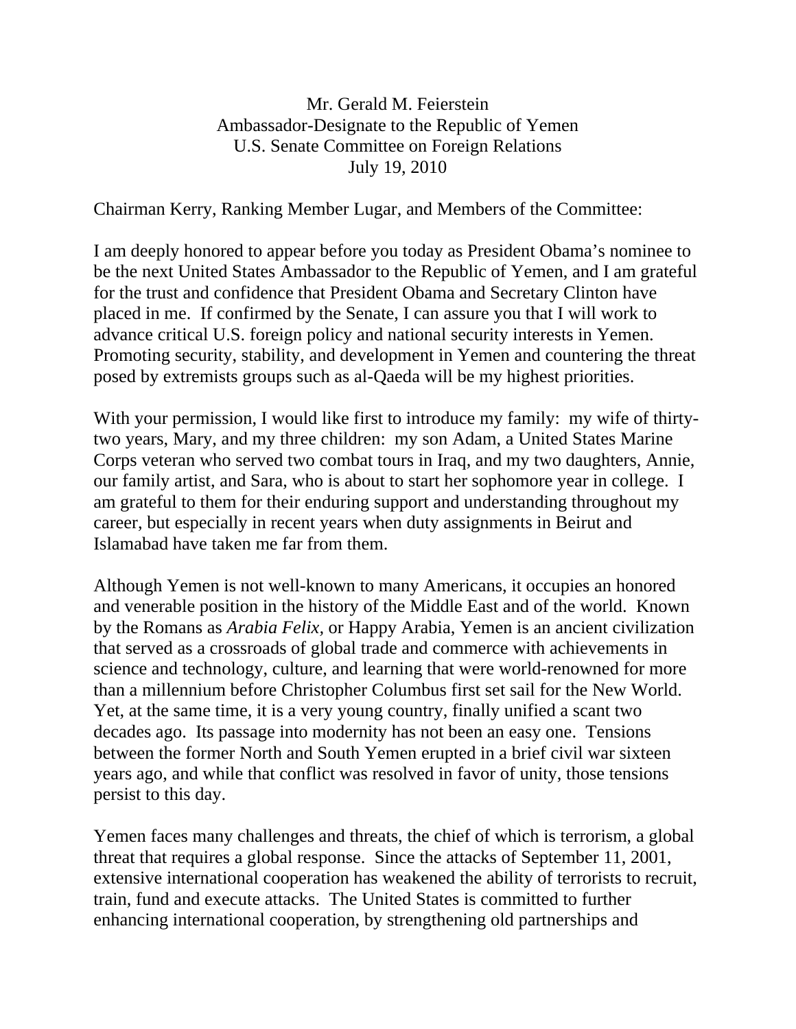Mr. Gerald M. Feierstein
Ambassador-Designate to the Republic of Yemen
U.S. Senate Committee on Foreign Relations
July 19, 2010

Chairman Kerry, Ranking Member Lugar, and Members of the Committee:

I am deeply honored to appear before you today as President Obama's nominee to be the next United States Ambassador to the Republic of Yemen, and I am grateful for the trust and confidence that President Obama and Secretary Clinton have placed in me. If confirmed by the Senate, I can assure you that I will work to advance critical U.S. foreign policy and national security interests in Yemen. Promoting security, stability, and development in Yemen and countering the threat posed by extremists groups such as al-Qaeda will be my highest priorities.

With your permission, I would like first to introduce my family: my wife of thirty-two years, Mary, and my three children: my son Adam, a United States Marine Corps veteran who served two combat tours in Iraq, and my two daughters, Annie, our family artist, and Sara, who is about to start her sophomore year in college. I am grateful to them for their enduring support and understanding throughout my career, but especially in recent years when duty assignments in Beirut and Islamabad have taken me far from them.

Although Yemen is not well-known to many Americans, it occupies an honored and venerable position in the history of the Middle East and of the world. Known by the Romans as *Arabia Felix,* or Happy Arabia, Yemen is an ancient civilization that served as a crossroads of global trade and commerce with achievements in science and technology, culture, and learning that were world-renowned for more than a millennium before Christopher Columbus first set sail for the New World. Yet, at the same time, it is a very young country, finally unified a scant two decades ago. Its passage into modernity has not been an easy one. Tensions between the former North and South Yemen erupted in a brief civil war sixteen years ago, and while that conflict was resolved in favor of unity, those tensions persist to this day.

Yemen faces many challenges and threats, the chief of which is terrorism, a global threat that requires a global response. Since the attacks of September 11, 2001, extensive international cooperation has weakened the ability of terrorists to recruit, train, fund and execute attacks. The United States is committed to further enhancing international cooperation, by strengthening old partnerships and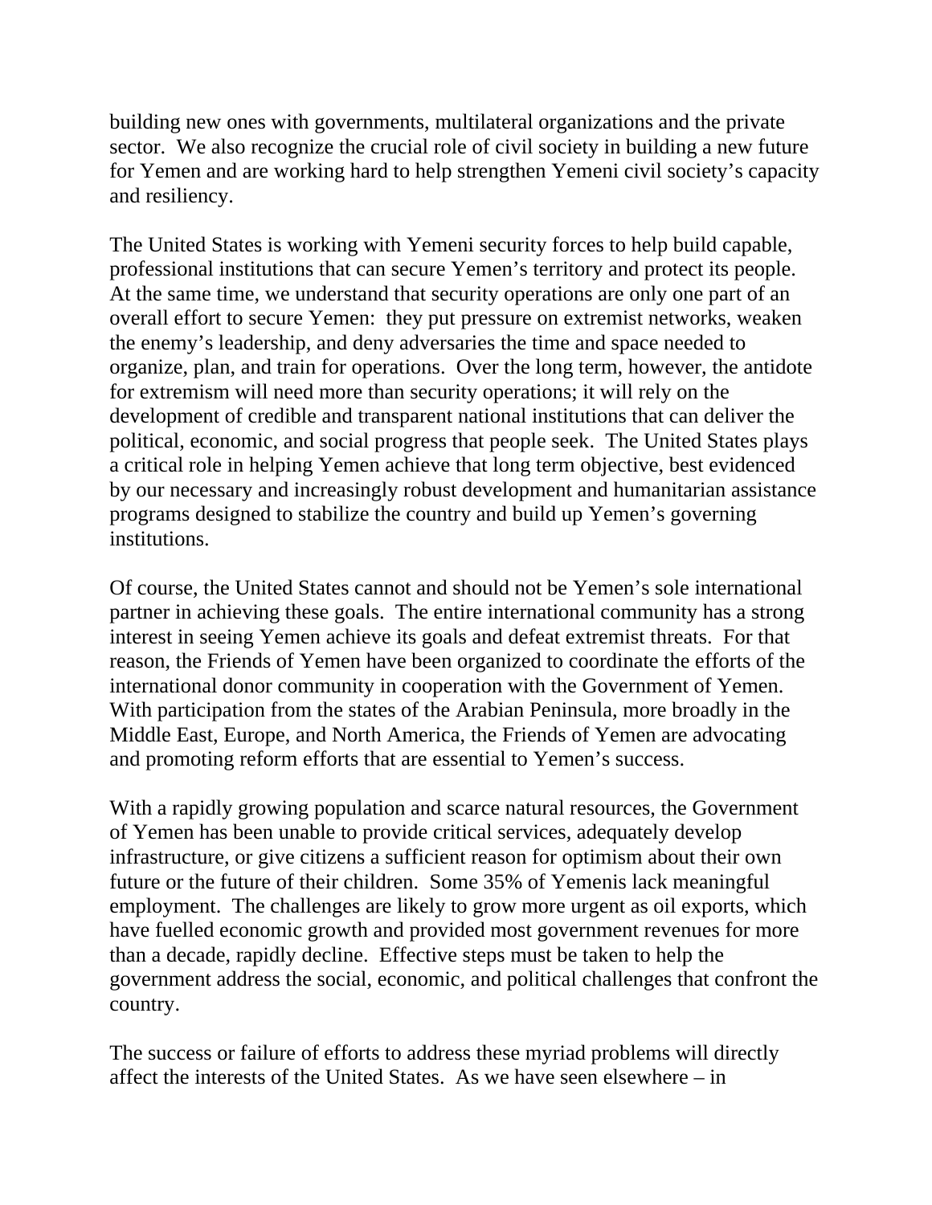building new ones with governments, multilateral organizations and the private sector. We also recognize the crucial role of civil society in building a new future for Yemen and are working hard to help strengthen Yemeni civil society's capacity and resiliency.

The United States is working with Yemeni security forces to help build capable, professional institutions that can secure Yemen's territory and protect its people. At the same time, we understand that security operations are only one part of an overall effort to secure Yemen: they put pressure on extremist networks, weaken the enemy's leadership, and deny adversaries the time and space needed to organize, plan, and train for operations. Over the long term, however, the antidote for extremism will need more than security operations; it will rely on the development of credible and transparent national institutions that can deliver the political, economic, and social progress that people seek. The United States plays a critical role in helping Yemen achieve that long term objective, best evidenced by our necessary and increasingly robust development and humanitarian assistance programs designed to stabilize the country and build up Yemen's governing institutions.

Of course, the United States cannot and should not be Yemen's sole international partner in achieving these goals. The entire international community has a strong interest in seeing Yemen achieve its goals and defeat extremist threats. For that reason, the Friends of Yemen have been organized to coordinate the efforts of the international donor community in cooperation with the Government of Yemen. With participation from the states of the Arabian Peninsula, more broadly in the Middle East, Europe, and North America, the Friends of Yemen are advocating and promoting reform efforts that are essential to Yemen's success.

With a rapidly growing population and scarce natural resources, the Government of Yemen has been unable to provide critical services, adequately develop infrastructure, or give citizens a sufficient reason for optimism about their own future or the future of their children. Some 35% of Yemenis lack meaningful employment. The challenges are likely to grow more urgent as oil exports, which have fuelled economic growth and provided most government revenues for more than a decade, rapidly decline. Effective steps must be taken to help the government address the social, economic, and political challenges that confront the country.

The success or failure of efforts to address these myriad problems will directly affect the interests of the United States. As we have seen elsewhere – in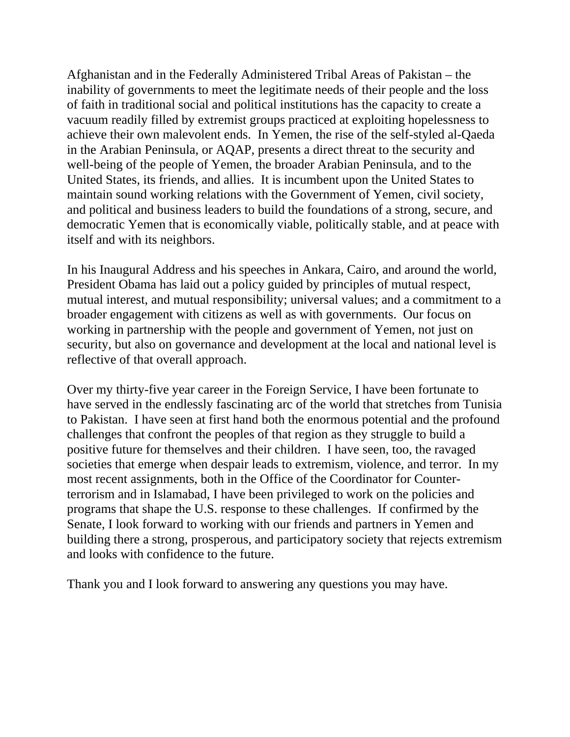Afghanistan and in the Federally Administered Tribal Areas of Pakistan – the inability of governments to meet the legitimate needs of their people and the loss of faith in traditional social and political institutions has the capacity to create a vacuum readily filled by extremist groups practiced at exploiting hopelessness to achieve their own malevolent ends. In Yemen, the rise of the self-styled al-Qaeda in the Arabian Peninsula, or AQAP, presents a direct threat to the security and well-being of the people of Yemen, the broader Arabian Peninsula, and to the United States, its friends, and allies. It is incumbent upon the United States to maintain sound working relations with the Government of Yemen, civil society, and political and business leaders to build the foundations of a strong, secure, and democratic Yemen that is economically viable, politically stable, and at peace with itself and with its neighbors.

In his Inaugural Address and his speeches in Ankara, Cairo, and around the world, President Obama has laid out a policy guided by principles of mutual respect, mutual interest, and mutual responsibility; universal values; and a commitment to a broader engagement with citizens as well as with governments. Our focus on working in partnership with the people and government of Yemen, not just on security, but also on governance and development at the local and national level is reflective of that overall approach.

Over my thirty-five year career in the Foreign Service, I have been fortunate to have served in the endlessly fascinating arc of the world that stretches from Tunisia to Pakistan. I have seen at first hand both the enormous potential and the profound challenges that confront the peoples of that region as they struggle to build a positive future for themselves and their children. I have seen, too, the ravaged societies that emerge when despair leads to extremism, violence, and terror. In my most recent assignments, both in the Office of the Coordinator for Counter-terrorism and in Islamabad, I have been privileged to work on the policies and programs that shape the U.S. response to these challenges. If confirmed by the Senate, I look forward to working with our friends and partners in Yemen and building there a strong, prosperous, and participatory society that rejects extremism and looks with confidence to the future.

Thank you and I look forward to answering any questions you may have.